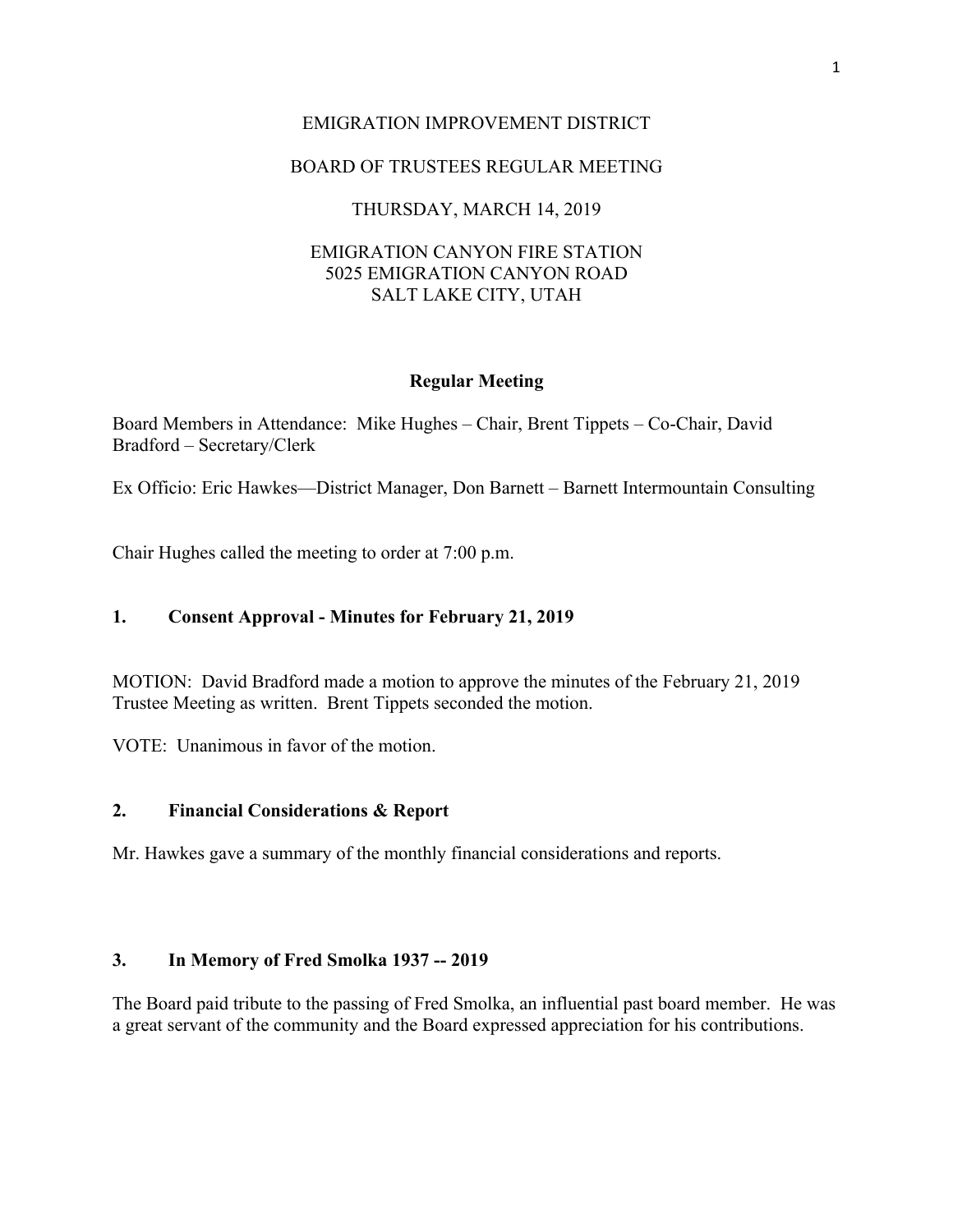# EMIGRATION IMPROVEMENT DISTRICT

## BOARD OF TRUSTEES REGULAR MEETING

THURSDAY, MARCH 14, 2019

EMIGRATION CANYON FIRE STATION
5025 EMIGRATION CANYON ROAD
SALT LAKE CITY, UTAH

**Regular Meeting**

Board Members in Attendance: Mike Hughes – Chair, Brent Tippets – Co-Chair, David Bradford – Secretary/Clerk

Ex Officio: Eric Hawkes—District Manager, Don Barnett – Barnett Intermountain Consulting

Chair Hughes called the meeting to order at 7:00 p.m.

### 1. Consent Approval - Minutes for February 21, 2019

MOTION: David Bradford made a motion to approve the minutes of the February 21, 2019 Trustee Meeting as written. Brent Tippets seconded the motion.

VOTE: Unanimous in favor of the motion.

### 2. Financial Considerations & Report

Mr. Hawkes gave a summary of the monthly financial considerations and reports.

### 3. In Memory of Fred Smolka 1937 -- 2019

The Board paid tribute to the passing of Fred Smolka, an influential past board member. He was a great servant of the community and the Board expressed appreciation for his contributions.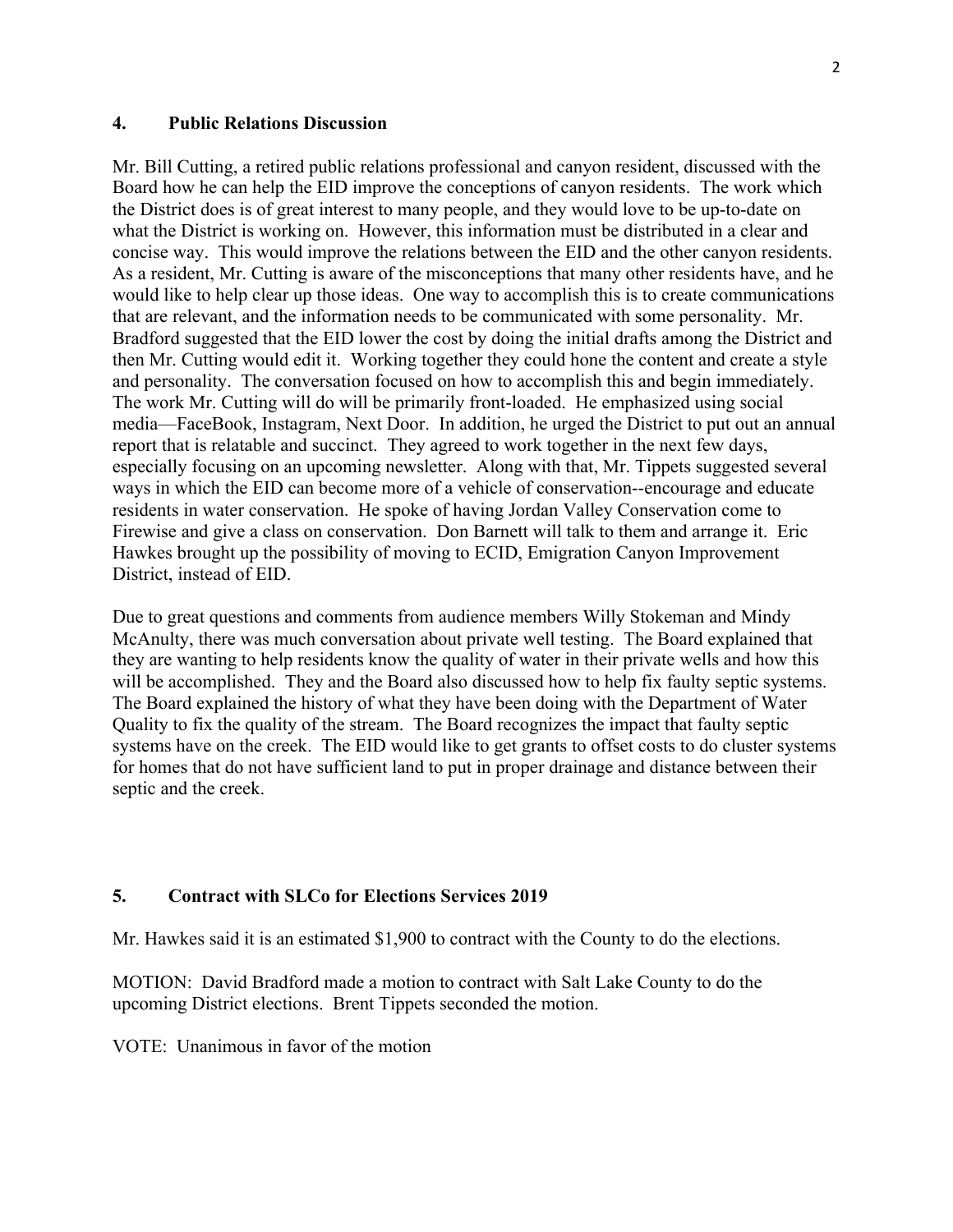## 4. Public Relations Discussion

Mr. Bill Cutting, a retired public relations professional and canyon resident, discussed with the Board how he can help the EID improve the conceptions of canyon residents. The work which the District does is of great interest to many people, and they would love to be up-to-date on what the District is working on. However, this information must be distributed in a clear and concise way. This would improve the relations between the EID and the other canyon residents. As a resident, Mr. Cutting is aware of the misconceptions that many other residents have, and he would like to help clear up those ideas. One way to accomplish this is to create communications that are relevant, and the information needs to be communicated with some personality. Mr. Bradford suggested that the EID lower the cost by doing the initial drafts among the District and then Mr. Cutting would edit it. Working together they could hone the content and create a style and personality. The conversation focused on how to accomplish this and begin immediately. The work Mr. Cutting will do will be primarily front-loaded. He emphasized using social media—FaceBook, Instagram, Next Door. In addition, he urged the District to put out an annual report that is relatable and succinct. They agreed to work together in the next few days, especially focusing on an upcoming newsletter. Along with that, Mr. Tippets suggested several ways in which the EID can become more of a vehicle of conservation--encourage and educate residents in water conservation. He spoke of having Jordan Valley Conservation come to Firewise and give a class on conservation. Don Barnett will talk to them and arrange it. Eric Hawkes brought up the possibility of moving to ECID, Emigration Canyon Improvement District, instead of EID.

Due to great questions and comments from audience members Willy Stokeman and Mindy McAnulty, there was much conversation about private well testing. The Board explained that they are wanting to help residents know the quality of water in their private wells and how this will be accomplished. They and the Board also discussed how to help fix faulty septic systems. The Board explained the history of what they have been doing with the Department of Water Quality to fix the quality of the stream. The Board recognizes the impact that faulty septic systems have on the creek. The EID would like to get grants to offset costs to do cluster systems for homes that do not have sufficient land to put in proper drainage and distance between their septic and the creek.

## 5. Contract with SLCo for Elections Services 2019

Mr. Hawkes said it is an estimated $1,900 to contract with the County to do the elections.

MOTION: David Bradford made a motion to contract with Salt Lake County to do the upcoming District elections. Brent Tippets seconded the motion.

VOTE: Unanimous in favor of the motion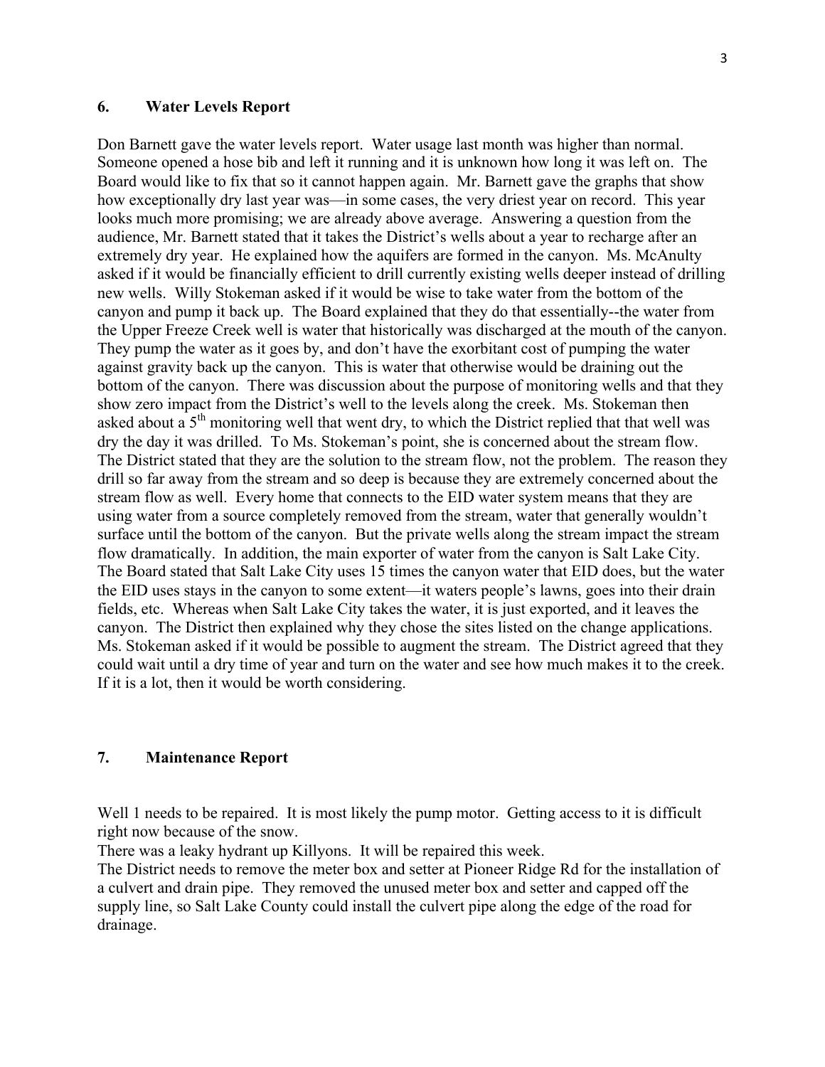## 6. Water Levels Report

Don Barnett gave the water levels report. Water usage last month was higher than normal. Someone opened a hose bib and left it running and it is unknown how long it was left on. The Board would like to fix that so it cannot happen again. Mr. Barnett gave the graphs that show how exceptionally dry last year was—in some cases, the very driest year on record. This year looks much more promising; we are already above average. Answering a question from the audience, Mr. Barnett stated that it takes the District's wells about a year to recharge after an extremely dry year. He explained how the aquifers are formed in the canyon. Ms. McAnulty asked if it would be financially efficient to drill currently existing wells deeper instead of drilling new wells. Willy Stokeman asked if it would be wise to take water from the bottom of the canyon and pump it back up. The Board explained that they do that essentially--the water from the Upper Freeze Creek well is water that historically was discharged at the mouth of the canyon. They pump the water as it goes by, and don't have the exorbitant cost of pumping the water against gravity back up the canyon. This is water that otherwise would be draining out the bottom of the canyon. There was discussion about the purpose of monitoring wells and that they show zero impact from the District's well to the levels along the creek. Ms. Stokeman then asked about a 5th monitoring well that went dry, to which the District replied that that well was dry the day it was drilled. To Ms. Stokeman's point, she is concerned about the stream flow. The District stated that they are the solution to the stream flow, not the problem. The reason they drill so far away from the stream and so deep is because they are extremely concerned about the stream flow as well. Every home that connects to the EID water system means that they are using water from a source completely removed from the stream, water that generally wouldn't surface until the bottom of the canyon. But the private wells along the stream impact the stream flow dramatically. In addition, the main exporter of water from the canyon is Salt Lake City. The Board stated that Salt Lake City uses 15 times the canyon water that EID does, but the water the EID uses stays in the canyon to some extent—it waters people's lawns, goes into their drain fields, etc. Whereas when Salt Lake City takes the water, it is just exported, and it leaves the canyon. The District then explained why they chose the sites listed on the change applications. Ms. Stokeman asked if it would be possible to augment the stream. The District agreed that they could wait until a dry time of year and turn on the water and see how much makes it to the creek. If it is a lot, then it would be worth considering.

## 7. Maintenance Report

Well 1 needs to be repaired. It is most likely the pump motor. Getting access to it is difficult right now because of the snow.

There was a leaky hydrant up Killyons. It will be repaired this week.

The District needs to remove the meter box and setter at Pioneer Ridge Rd for the installation of a culvert and drain pipe. They removed the unused meter box and setter and capped off the supply line, so Salt Lake County could install the culvert pipe along the edge of the road for drainage.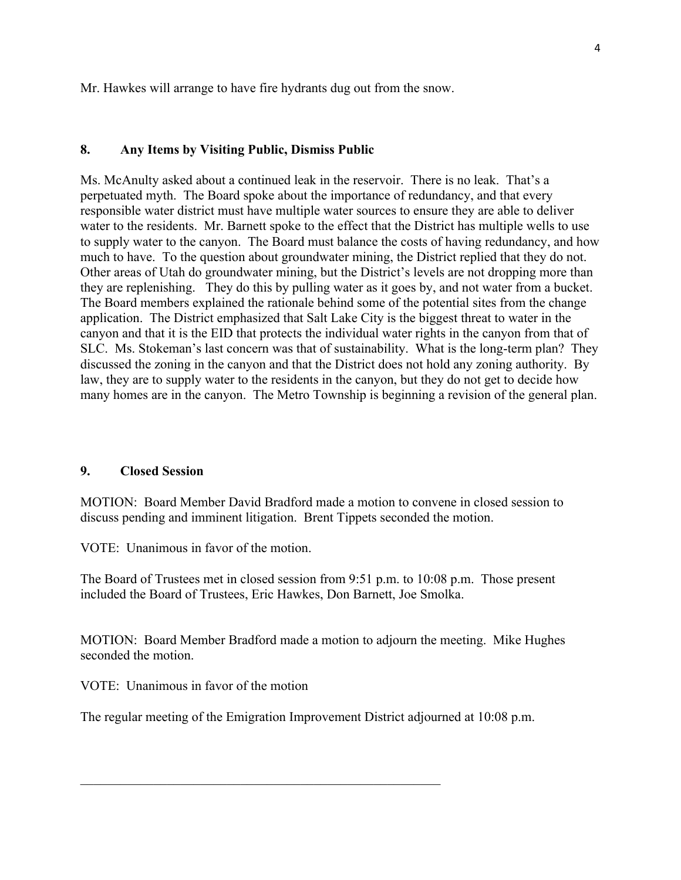Mr. Hawkes will arrange to have fire hydrants dug out from the snow.

## 8. Any Items by Visiting Public, Dismiss Public

Ms. McAnulty asked about a continued leak in the reservoir. There is no leak. That's a perpetuated myth. The Board spoke about the importance of redundancy, and that every responsible water district must have multiple water sources to ensure they are able to deliver water to the residents. Mr. Barnett spoke to the effect that the District has multiple wells to use to supply water to the canyon. The Board must balance the costs of having redundancy, and how much to have. To the question about groundwater mining, the District replied that they do not. Other areas of Utah do groundwater mining, but the District's levels are not dropping more than they are replenishing. They do this by pulling water as it goes by, and not water from a bucket. The Board members explained the rationale behind some of the potential sites from the change application. The District emphasized that Salt Lake City is the biggest threat to water in the canyon and that it is the EID that protects the individual water rights in the canyon from that of SLC. Ms. Stokeman's last concern was that of sustainability. What is the long-term plan? They discussed the zoning in the canyon and that the District does not hold any zoning authority. By law, they are to supply water to the residents in the canyon, but they do not get to decide how many homes are in the canyon. The Metro Township is beginning a revision of the general plan.

## 9. Closed Session

MOTION: Board Member David Bradford made a motion to convene in closed session to discuss pending and imminent litigation. Brent Tippets seconded the motion.

VOTE: Unanimous in favor of the motion.

The Board of Trustees met in closed session from 9:51 p.m. to 10:08 p.m. Those present included the Board of Trustees, Eric Hawkes, Don Barnett, Joe Smolka.

MOTION: Board Member Bradford made a motion to adjourn the meeting. Mike Hughes seconded the motion.

VOTE: Unanimous in favor of the motion

The regular meeting of the Emigration Improvement District adjourned at 10:08 p.m.

\_\_\_\_\_\_\_\_\_\_\_\_\_\_\_\_\_\_\_\_\_\_\_\_\_\_\_\_\_\_\_\_\_\_\_\_\_\_\_\_\_\_\_\_\_\_\_\_\_\_\_\_\_\_\_\_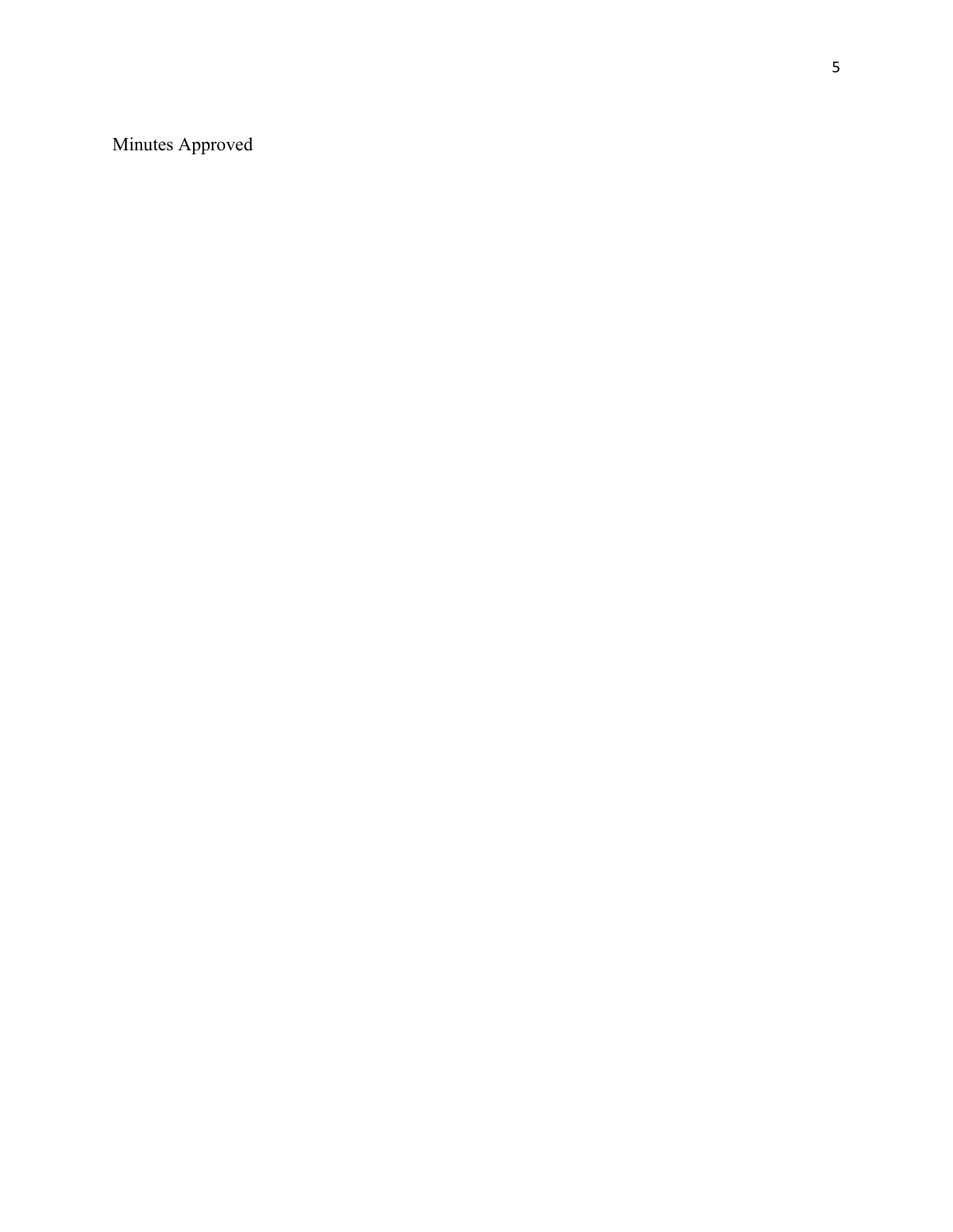Minutes Approved